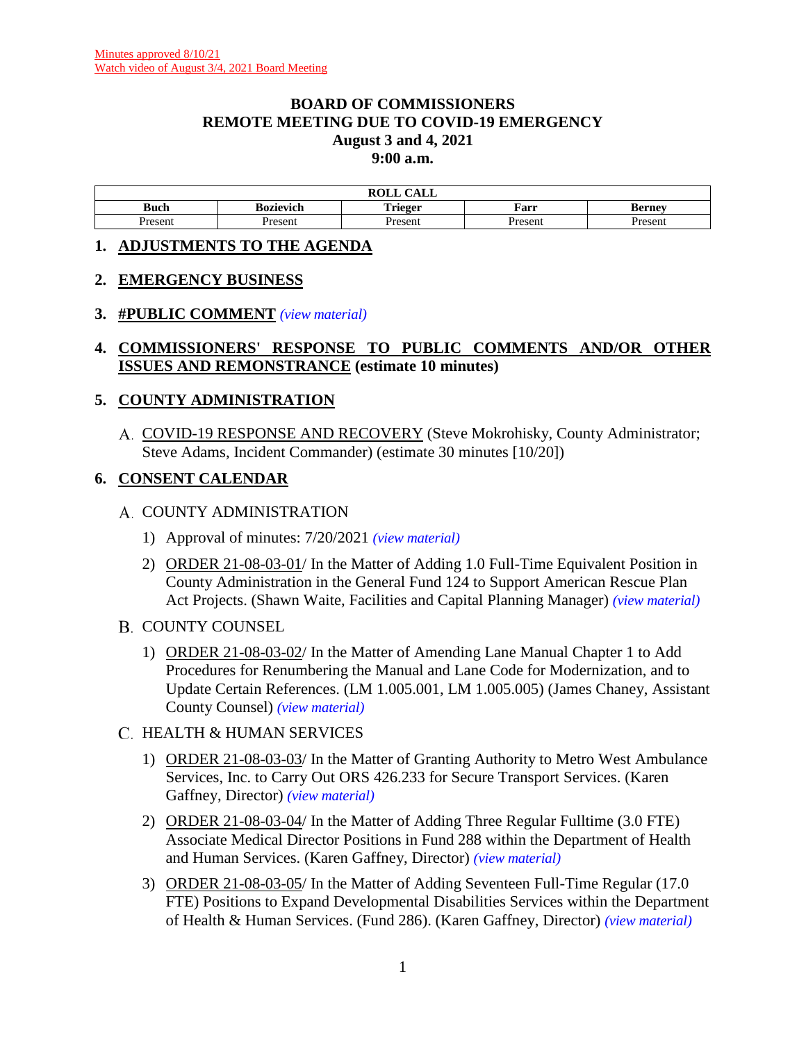Minutes approved 8/10/21
Watch video of August 3/4, 2021 Board Meeting

# BOARD OF COMMISSIONERS
# REMOTE MEETING DUE TO COVID-19 EMERGENCY
# August 3 and 4, 2021
# 9:00 a.m.

| ROLL CALL | | | | |
|---|---|---|---|---|
| **Buch** | **Bozievich** | **Trieger** | **Farr** | **Berney** |
| Present | Present | Present | Present | Present |

## 1. ADJUSTMENTS TO THE AGENDA

## 2. EMERGENCY BUSINESS

## 3. #PUBLIC COMMENT *(view material)*

## 4. COMMISSIONERS' RESPONSE TO PUBLIC COMMENTS AND/OR OTHER ISSUES AND REMONSTRANCE (estimate 10 minutes)

## 5. COUNTY ADMINISTRATION

A. COVID-19 RESPONSE AND RECOVERY (Steve Mokrohisky, County Administrator; Steve Adams, Incident Commander) (estimate 30 minutes [10/20])

## 6. CONSENT CALENDAR

A. COUNTY ADMINISTRATION

1) Approval of minutes: 7/20/2021 *(view material)*

2) ORDER 21-08-03-01/ In the Matter of Adding 1.0 Full-Time Equivalent Position in County Administration in the General Fund 124 to Support American Rescue Plan Act Projects. (Shawn Waite, Facilities and Capital Planning Manager) *(view material)*

B. COUNTY COUNSEL

1) ORDER 21-08-03-02/ In the Matter of Amending Lane Manual Chapter 1 to Add Procedures for Renumbering the Manual and Lane Code for Modernization, and to Update Certain References. (LM 1.005.001, LM 1.005.005) (James Chaney, Assistant County Counsel) *(view material)*

C. HEALTH & HUMAN SERVICES

1) ORDER 21-08-03-03/ In the Matter of Granting Authority to Metro West Ambulance Services, Inc. to Carry Out ORS 426.233 for Secure Transport Services. (Karen Gaffney, Director) *(view material)*

2) ORDER 21-08-03-04/ In the Matter of Adding Three Regular Fulltime (3.0 FTE) Associate Medical Director Positions in Fund 288 within the Department of Health and Human Services. (Karen Gaffney, Director) *(view material)*

3) ORDER 21-08-03-05/ In the Matter of Adding Seventeen Full-Time Regular (17.0 FTE) Positions to Expand Developmental Disabilities Services within the Department of Health & Human Services. (Fund 286). (Karen Gaffney, Director) *(view material)*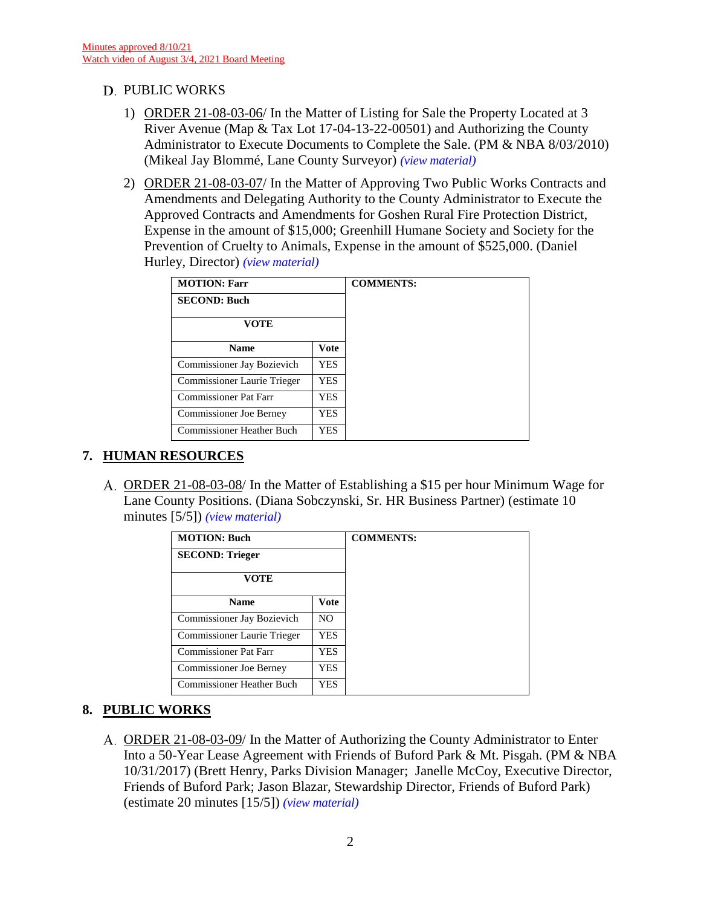Minutes approved 8/10/21
Watch video of August 3/4, 2021 Board Meeting

D. PUBLIC WORKS

1) ORDER 21-08-03-06/ In the Matter of Listing for Sale the Property Located at 3 River Avenue (Map & Tax Lot 17-04-13-22-00501) and Authorizing the County Administrator to Execute Documents to Complete the Sale. (PM & NBA 8/03/2010) (Mikeal Jay Blommé, Lane County Surveyor) *(view material)*

2) ORDER 21-08-03-07/ In the Matter of Approving Two Public Works Contracts and Amendments and Delegating Authority to the County Administrator to Execute the Approved Contracts and Amendments for Goshen Rural Fire Protection District, Expense in the amount of $15,000; Greenhill Humane Society and Society for the Prevention of Cruelty to Animals, Expense in the amount of $525,000. (Daniel Hurley, Director) *(view material)*

| **MOTION: Farr** | | **COMMENTS:** |
|---|---|---|
| **SECOND: Buch** | | |
| **VOTE** | | |
| **Name** | **Vote** | |
| Commissioner Jay Bozievich | YES | |
| Commissioner Laurie Trieger | YES | |
| Commissioner Pat Farr | YES | |
| Commissioner Joe Berney | YES | |
| Commissioner Heather Buch | YES | |

## 7. HUMAN RESOURCES

A. ORDER 21-08-03-08/ In the Matter of Establishing a $15 per hour Minimum Wage for Lane County Positions. (Diana Sobczynski, Sr. HR Business Partner) (estimate 10 minutes [5/5]) *(view material)*

| **MOTION: Buch** | | **COMMENTS:** |
|---|---|---|
| **SECOND: Trieger** | | |
| **VOTE** | | |
| **Name** | **Vote** | |
| Commissioner Jay Bozievich | NO | |
| Commissioner Laurie Trieger | YES | |
| Commissioner Pat Farr | YES | |
| Commissioner Joe Berney | YES | |
| Commissioner Heather Buch | YES | |

## 8. PUBLIC WORKS

A. ORDER 21-08-03-09/ In the Matter of Authorizing the County Administrator to Enter Into a 50-Year Lease Agreement with Friends of Buford Park & Mt. Pisgah. (PM & NBA 10/31/2017) (Brett Henry, Parks Division Manager; Janelle McCoy, Executive Director, Friends of Buford Park; Jason Blazar, Stewardship Director, Friends of Buford Park) (estimate 20 minutes [15/5]) *(view material)*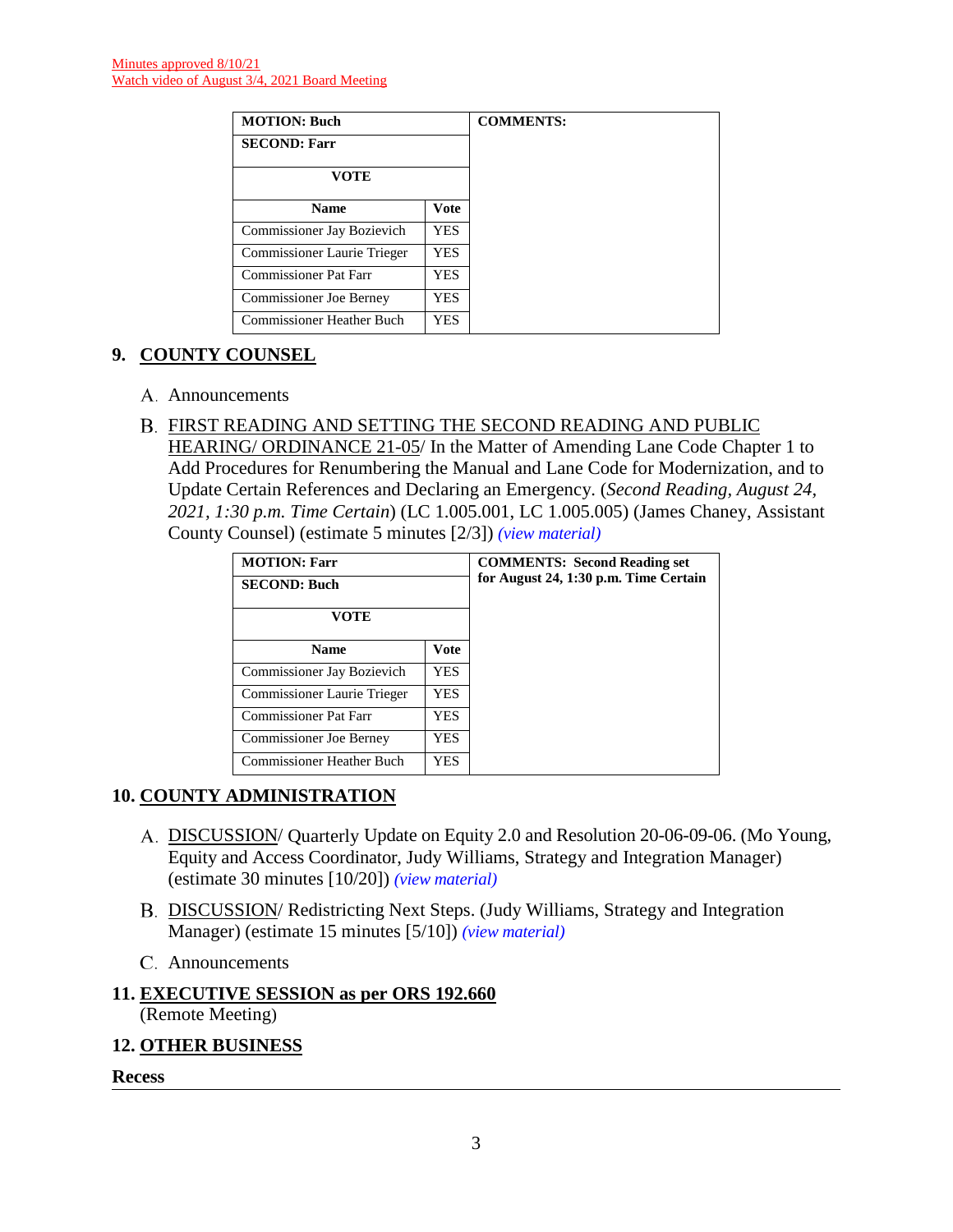Minutes approved 8/10/21
Watch video of August 3/4, 2021 Board Meeting

| MOTION: Buch | | COMMENTS: |
|---|---|---|
| SECOND: Farr | | |
| VOTE | | |
| Name | Vote | |
| Commissioner Jay Bozievich | YES | |
| Commissioner Laurie Trieger | YES | |
| Commissioner Pat Farr | YES | |
| Commissioner Joe Berney | YES | |
| Commissioner Heather Buch | YES | |

## 9. COUNTY COUNSEL

A. Announcements

B. FIRST READING AND SETTING THE SECOND READING AND PUBLIC HEARING/ ORDINANCE 21-05/ In the Matter of Amending Lane Code Chapter 1 to Add Procedures for Renumbering the Manual and Lane Code for Modernization, and to Update Certain References and Declaring an Emergency. (*Second Reading, August 24, 2021, 1:30 p.m. Time Certain*) (LC 1.005.001, LC 1.005.005) (James Chaney, Assistant County Counsel) (estimate 5 minutes [2/3]) *(view material)*

| MOTION: Farr | | COMMENTS: Second Reading set for August 24, 1:30 p.m. Time Certain |
|---|---|---|
| SECOND: Buch | | |
| VOTE | | |
| Name | Vote | |
| Commissioner Jay Bozievich | YES | |
| Commissioner Laurie Trieger | YES | |
| Commissioner Pat Farr | YES | |
| Commissioner Joe Berney | YES | |
| Commissioner Heather Buch | YES | |

## 10. COUNTY ADMINISTRATION

A. DISCUSSION/ Quarterly Update on Equity 2.0 and Resolution 20-06-09-06. (Mo Young, Equity and Access Coordinator, Judy Williams, Strategy and Integration Manager) (estimate 30 minutes [10/20]) *(view material)*

B. DISCUSSION/ Redistricting Next Steps. (Judy Williams, Strategy and Integration Manager) (estimate 15 minutes [5/10]) *(view material)*

C. Announcements

## 11. EXECUTIVE SESSION as per ORS 192.660

(Remote Meeting)

## 12. OTHER BUSINESS

**Recess**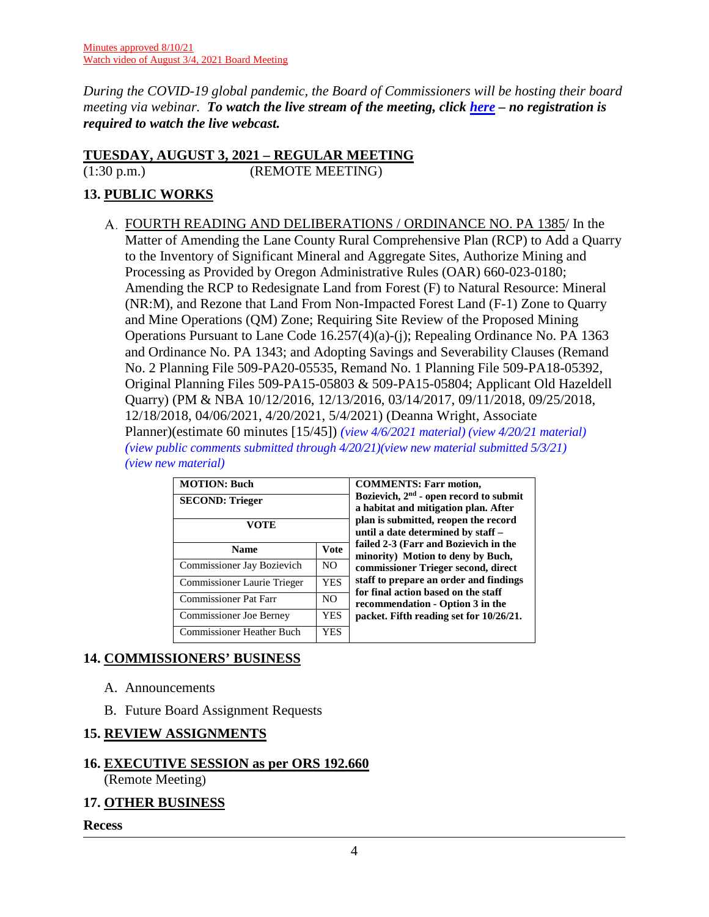Minutes approved 8/10/21
Watch video of August 3/4, 2021 Board Meeting

***During the COVID-19 global pandemic, the Board of Commissioners will be hosting their board meeting via webinar. To watch the live stream of the meeting, click here – no registration is required to watch the live webcast.***

## TUESDAY, AUGUST 3, 2021 – REGULAR MEETING

(1:30 p.m.) (REMOTE MEETING)

## 13. PUBLIC WORKS

A. FOURTH READING AND DELIBERATIONS / ORDINANCE NO. PA 1385/ In the Matter of Amending the Lane County Rural Comprehensive Plan (RCP) to Add a Quarry to the Inventory of Significant Mineral and Aggregate Sites, Authorize Mining and Processing as Provided by Oregon Administrative Rules (OAR) 660-023-0180; Amending the RCP to Redesignate Land from Forest (F) to Natural Resource: Mineral (NR:M), and Rezone that Land From Non-Impacted Forest Land (F-1) Zone to Quarry and Mine Operations (QM) Zone; Requiring Site Review of the Proposed Mining Operations Pursuant to Lane Code 16.257(4)(a)-(j); Repealing Ordinance No. PA 1363 and Ordinance No. PA 1343; and Adopting Savings and Severability Clauses (Remand No. 2 Planning File 509-PA20-05535, Remand No. 1 Planning File 509-PA18-05392, Original Planning Files 509-PA15-05803 & 509-PA15-05804; Applicant Old Hazeldell Quarry) (PM & NBA 10/12/2016, 12/13/2016, 03/14/2017, 09/11/2018, 09/25/2018, 12/18/2018, 04/06/2021, 4/20/2021, 5/4/2021) (Deanna Wright, Associate Planner)(estimate 60 minutes [15/45]) *(view 4/6/2021 material) (view 4/20/21 material) (view public comments submitted through 4/20/21)(view new material submitted 5/3/21) (view new material)*

| **MOTION: Buch** | | **COMMENTS: Farr motion, Bozievich, 2nd - open record to submit a habitat and mitigation plan. After plan is submitted, reopen the record until a date determined by staff – failed 2-3 (Farr and Bozievich in the minority) Motion to deny by Buch, commissioner Trieger second, direct staff to prepare an order and findings for final action based on the staff recommendation - Option 3 in the packet. Fifth reading set for 10/26/21.** |
|---|---|---|
| **SECOND: Trieger** | | |
| **VOTE** | | |
| **Name** | **Vote** | |
| Commissioner Jay Bozievich | NO | |
| Commissioner Laurie Trieger | YES | |
| Commissioner Pat Farr | NO | |
| Commissioner Joe Berney | YES | |
| Commissioner Heather Buch | YES | |

## 14. COMMISSIONERS' BUSINESS

A. Announcements

B. Future Board Assignment Requests

## 15. REVIEW ASSIGNMENTS

## 16. EXECUTIVE SESSION as per ORS 192.660

(Remote Meeting)

## 17. OTHER BUSINESS

**Recess**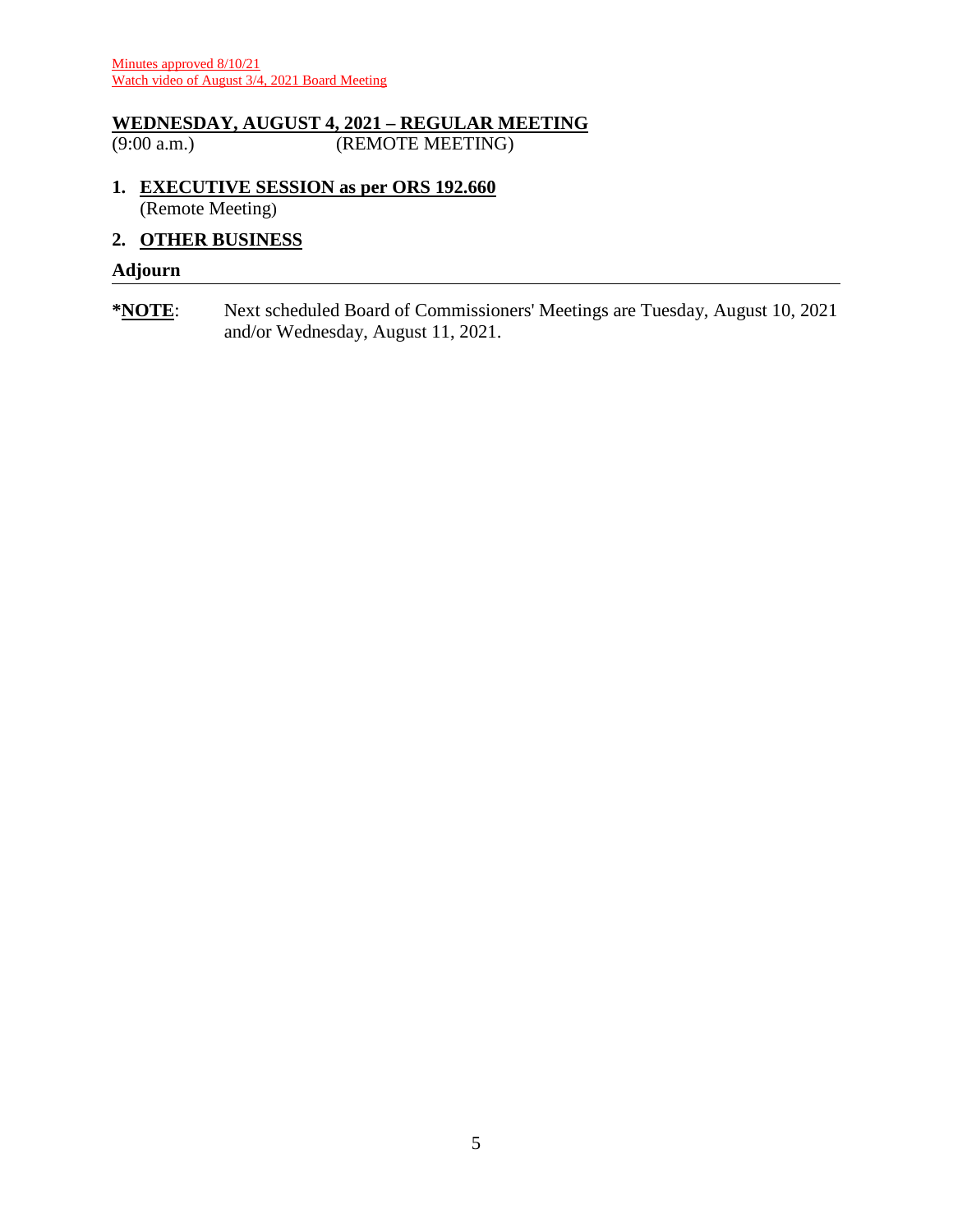Minutes approved 8/10/21
Watch video of August 3/4, 2021 Board Meeting

## WEDNESDAY, AUGUST 4, 2021 – REGULAR MEETING

(9:00 a.m.) (REMOTE MEETING)

1. **EXECUTIVE SESSION as per ORS 192.660**
   (Remote Meeting)

2. **OTHER BUSINESS**

**Adjourn**

---

***NOTE**: Next scheduled Board of Commissioners' Meetings are Tuesday, August 10, 2021 and/or Wednesday, August 11, 2021.